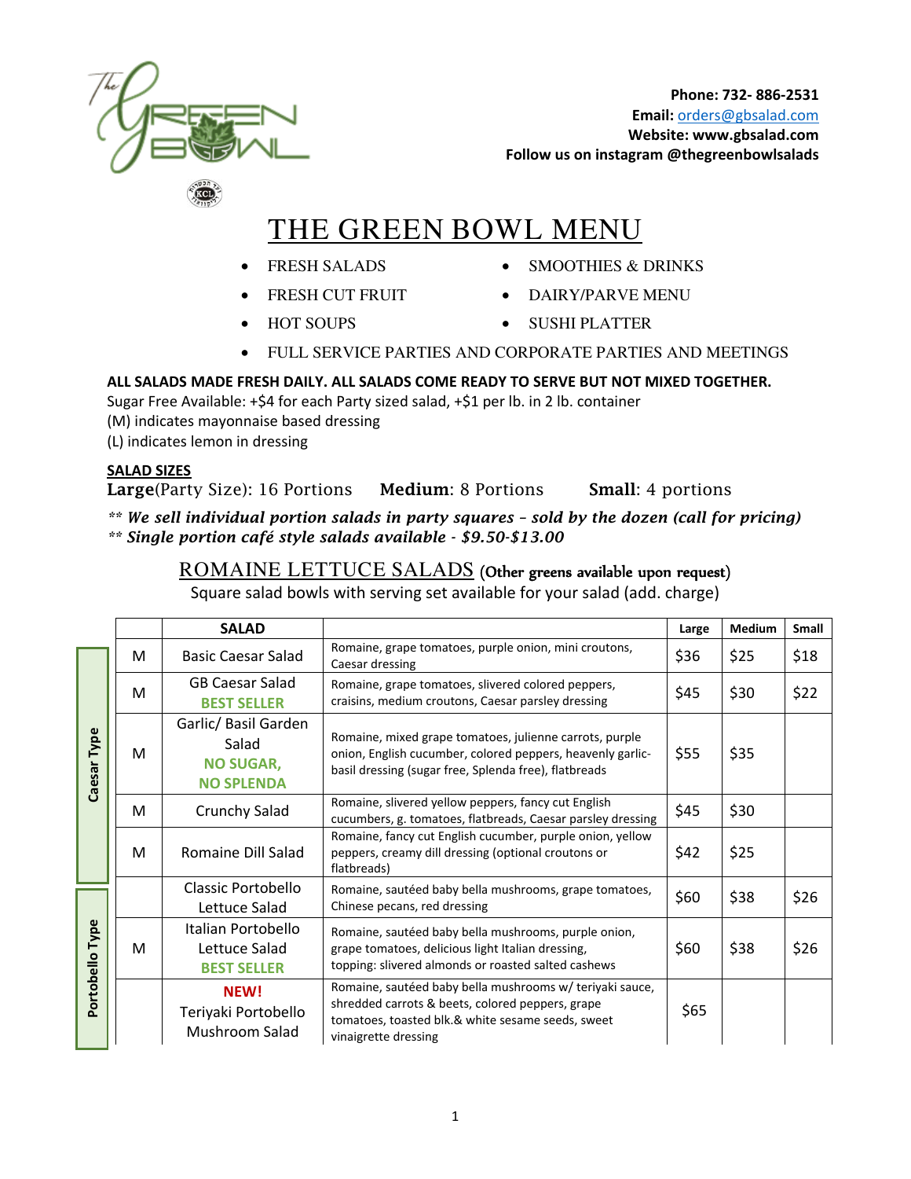Phone: 732- 886-2531
**Email:** orders@gbsalad.com
**Website:** www.gbsalad.com
**Follow us on instagram @thegreenbowlsalads**

# THE GREEN BOWL MENU

- FRESH SALADS
- FRESH CUT FRUIT
- HOT SOUPS
- SMOOTHIES & DRINKS
- DAIRY/PARVE MENU
- SUSHI PLATTER
- FULL SERVICE PARTIES AND CORPORATE PARTIES AND MEETINGS

**ALL SALADS MADE FRESH DAILY. ALL SALADS COME READY TO SERVE BUT NOT MIXED TOGETHER.**
Sugar Free Available: +$4 for each Party sized salad, +$1 per lb. in 2 lb. container
(M) indicates mayonnaise based dressing
(L) indicates lemon in dressing

**SALAD SIZES**
**Large**(Party Size): 16 Portions **Medium**: 8 Portions **Small**: 4 portions

***\*\* We sell individual portion salads in party squares – sold by the dozen (call for pricing)***
***\*\* Single portion café style salads available - $9.50-$13.00***

## ROMAINE LETTUCE SALADS (Other greens available upon request)

Square salad bowls with serving set available for your salad (add. charge)

| Type | | SALAD | | Large | Medium | Small |
|---|---|---|---|---|---|---|
| Caesar Type | M | Basic Caesar Salad | Romaine, grape tomatoes, purple onion, mini croutons, Caesar dressing | $36 | $25 | $18 |
| Caesar Type | M | GB Caesar Salad **BEST SELLER** | Romaine, grape tomatoes, slivered colored peppers, craisins, medium croutons, Caesar parsley dressing | $45 | $30 | $22 |
| Caesar Type | M | Garlic/ Basil Garden Salad **NO SUGAR, NO SPLENDA** | Romaine, mixed grape tomatoes, julienne carrots, purple onion, English cucumber, colored peppers, heavenly garlic-basil dressing (sugar free, Splenda free), flatbreads | $55 | $35 | |
| Caesar Type | M | Crunchy Salad | Romaine, slivered yellow peppers, fancy cut English cucumbers, g. tomatoes, flatbreads, Caesar parsley dressing | $45 | $30 | |
| Caesar Type | M | Romaine Dill Salad | Romaine, fancy cut English cucumber, purple onion, yellow peppers, creamy dill dressing (optional croutons or flatbreads) | $42 | $25 | |
| Portobello Type | | Classic Portobello Lettuce Salad | Romaine, sautéed baby bella mushrooms, grape tomatoes, Chinese pecans, red dressing | $60 | $38 | $26 |
| Portobello Type | M | Italian Portobello Lettuce Salad **BEST SELLER** | Romaine, sautéed baby bella mushrooms, purple onion, grape tomatoes, delicious light Italian dressing, topping: slivered almonds or roasted salted cashews | $60 | $38 | $26 |
| Portobello Type | | **NEW!** Teriyaki Portobello Mushroom Salad | Romaine, sautéed baby bella mushrooms w/ teriyaki sauce, shredded carrots & beets, colored peppers, grape tomatoes, toasted blk.& white sesame seeds, sweet vinaigrette dressing | $65 | | |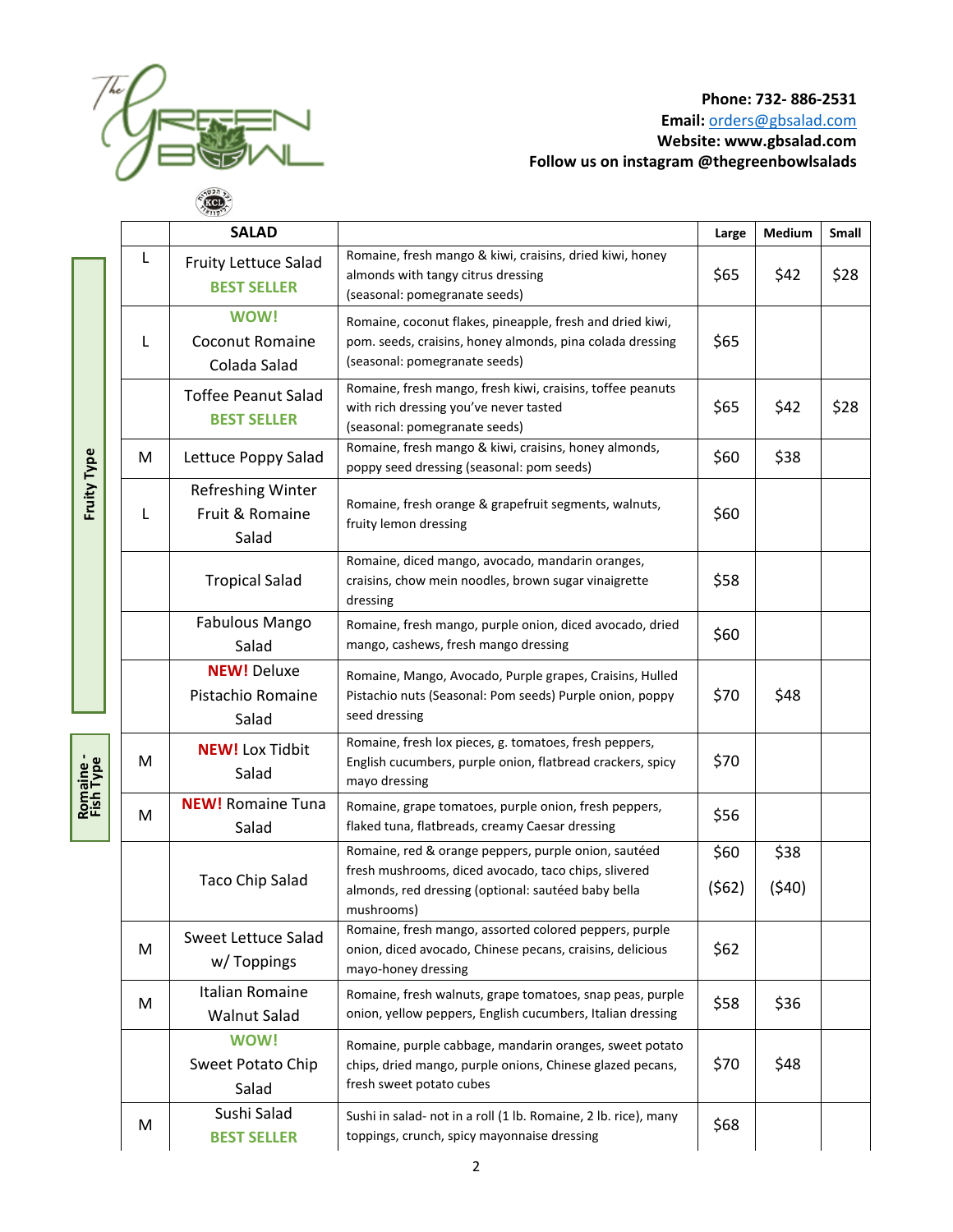Phone: 732- 886-2531
**Email:** orders@gbsalad.com
**Website:** www.gbsalad.com
**Follow us on instagram @thegreenbowlsalads**

| | | SALAD | | Large | Medium | Small |
|---|---|---|---|---|---|---|
| Fruity Type | L | Fruity Lettuce Salad BEST SELLER | Romaine, fresh mango & kiwi, craisins, dried kiwi, honey almonds with tangy citrus dressing (seasonal: pomegranate seeds) | $65 | $42 | $28 |
| Fruity Type | L | WOW! Coconut Romaine Colada Salad | Romaine, coconut flakes, pineapple, fresh and dried kiwi, pom. seeds, craisins, honey almonds, pina colada dressing (seasonal: pomegranate seeds) | $65 | | |
| Fruity Type | | Toffee Peanut Salad BEST SELLER | Romaine, fresh mango, fresh kiwi, craisins, toffee peanuts with rich dressing you've never tasted (seasonal: pomegranate seeds) | $65 | $42 | $28 |
| Fruity Type | M | Lettuce Poppy Salad | Romaine, fresh mango & kiwi, craisins, honey almonds, poppy seed dressing (seasonal: pom seeds) | $60 | $38 | |
| Fruity Type | L | Refreshing Winter Fruit & Romaine Salad | Romaine, fresh orange & grapefruit segments, walnuts, fruity lemon dressing | $60 | | |
| Fruity Type | | Tropical Salad | Romaine, diced mango, avocado, mandarin oranges, craisins, chow mein noodles, brown sugar vinaigrette dressing | $58 | | |
| Fruity Type | | Fabulous Mango Salad | Romaine, fresh mango, purple onion, diced avocado, dried mango, cashews, fresh mango dressing | $60 | | |
| Fruity Type | | NEW! Deluxe Pistachio Romaine Salad | Romaine, Mango, Avocado, Purple grapes, Craisins, Hulled Pistachio nuts (Seasonal: Pom seeds) Purple onion, poppy seed dressing | $70 | $48 | |
| Romaine - Fish Type | M | NEW! Lox Tidbit Salad | Romaine, fresh lox pieces, g. tomatoes, fresh peppers, English cucumbers, purple onion, flatbread crackers, spicy mayo dressing | $70 | | |
| Romaine - Fish Type | M | NEW! Romaine Tuna Salad | Romaine, grape tomatoes, purple onion, fresh peppers, flaked tuna, flatbreads, creamy Caesar dressing | $56 | | |
| | | Taco Chip Salad | Romaine, red & orange peppers, purple onion, sautéed fresh mushrooms, diced avocado, taco chips, slivered almonds, red dressing (optional: sautéed baby bella mushrooms) | $60 ($62) | $38 ($40) | |
| | M | Sweet Lettuce Salad w/ Toppings | Romaine, fresh mango, assorted colored peppers, purple onion, diced avocado, Chinese pecans, craisins, delicious mayo-honey dressing | $62 | | |
| | M | Italian Romaine Walnut Salad | Romaine, fresh walnuts, grape tomatoes, snap peas, purple onion, yellow peppers, English cucumbers, Italian dressing | $58 | $36 | |
| | | WOW! Sweet Potato Chip Salad | Romaine, purple cabbage, mandarin oranges, sweet potato chips, dried mango, purple onions, Chinese glazed pecans, fresh sweet potato cubes | $70 | $48 | |
| | M | Sushi Salad BEST SELLER | Sushi in salad- not in a roll (1 lb. Romaine, 2 lb. rice), many toppings, crunch, spicy mayonnaise dressing | $68 | | |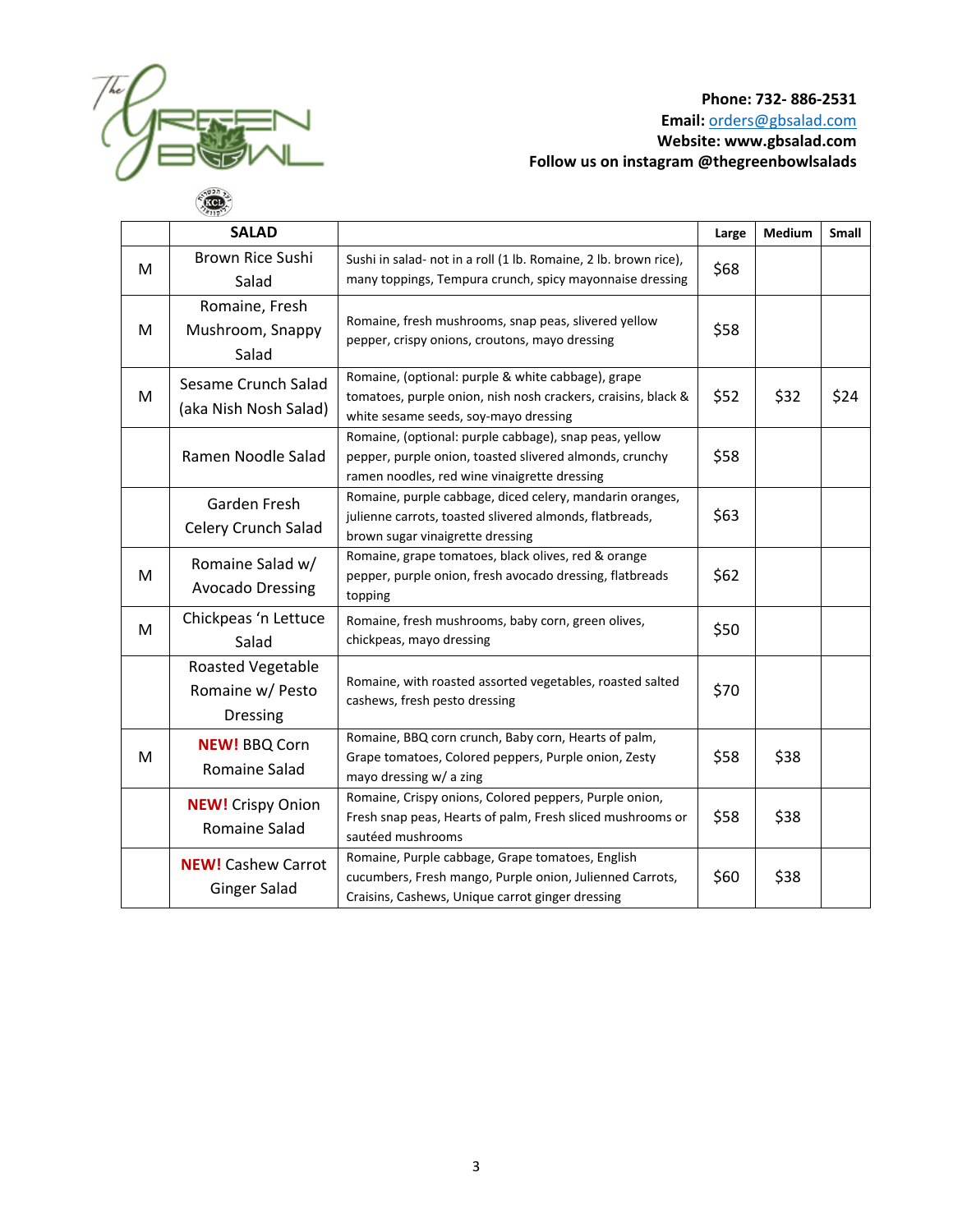**Phone: 732- 886-2531**
**Email:** orders@gbsalad.com
**Website: www.gbsalad.com**
**Follow us on instagram @thegreenbowlsalads**

| | SALAD | | Large | Medium | Small |
|---|---|---|---|---|---|
| M | Brown Rice Sushi Salad | Sushi in salad- not in a roll (1 lb. Romaine, 2 lb. brown rice), many toppings, Tempura crunch, spicy mayonnaise dressing | $68 | | |
| M | Romaine, Fresh Mushroom, Snappy Salad | Romaine, fresh mushrooms, snap peas, slivered yellow pepper, crispy onions, croutons, mayo dressing | $58 | | |
| M | Sesame Crunch Salad (aka Nish Nosh Salad) | Romaine, (optional: purple & white cabbage), grape tomatoes, purple onion, nish nosh crackers, craisins, black & white sesame seeds, soy-mayo dressing | $52 | $32 | $24 |
| | Ramen Noodle Salad | Romaine, (optional: purple cabbage), snap peas, yellow pepper, purple onion, toasted slivered almonds, crunchy ramen noodles, red wine vinaigrette dressing | $58 | | |
| | Garden Fresh Celery Crunch Salad | Romaine, purple cabbage, diced celery, mandarin oranges, julienne carrots, toasted slivered almonds, flatbreads, brown sugar vinaigrette dressing | $63 | | |
| M | Romaine Salad w/ Avocado Dressing | Romaine, grape tomatoes, black olives, red & orange pepper, purple onion, fresh avocado dressing, flatbreads topping | $62 | | |
| M | Chickpeas 'n Lettuce Salad | Romaine, fresh mushrooms, baby corn, green olives, chickpeas, mayo dressing | $50 | | |
| | Roasted Vegetable Romaine w/ Pesto Dressing | Romaine, with roasted assorted vegetables, roasted salted cashews, fresh pesto dressing | $70 | | |
| M | **NEW!** BBQ Corn Romaine Salad | Romaine, BBQ corn crunch, Baby corn, Hearts of palm, Grape tomatoes, Colored peppers, Purple onion, Zesty mayo dressing w/ a zing | $58 | $38 | |
| | **NEW!** Crispy Onion Romaine Salad | Romaine, Crispy onions, Colored peppers, Purple onion, Fresh snap peas, Hearts of palm, Fresh sliced mushrooms or sautéed mushrooms | $58 | $38 | |
| | **NEW!** Cashew Carrot Ginger Salad | Romaine, Purple cabbage, Grape tomatoes, English cucumbers, Fresh mango, Purple onion, Julienned Carrots, Craisins, Cashews, Unique carrot ginger dressing | $60 | $38 | |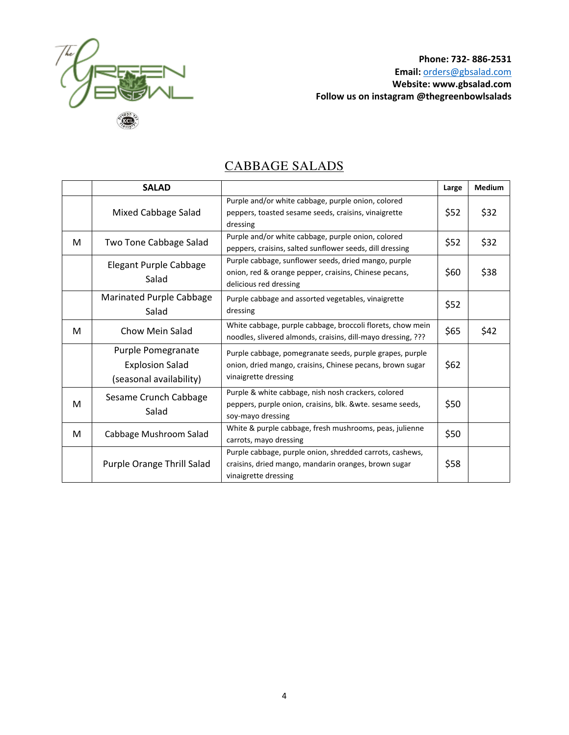Phone: 732- 886-2531
**Email:** orders@gbsalad.com
**Website:** www.gbsalad.com
**Follow us on instagram @thegreenbowlsalads**

# CABBAGE SALADS

| | SALAD | | Large | Medium |
|---|---|---|---|---|
| | Mixed Cabbage Salad | Purple and/or white cabbage, purple onion, colored peppers, toasted sesame seeds, craisins, vinaigrette dressing | $52 | $32 |
| M | Two Tone Cabbage Salad | Purple and/or white cabbage, purple onion, colored peppers, craisins, salted sunflower seeds, dill dressing | $52 | $32 |
| | Elegant Purple Cabbage Salad | Purple cabbage, sunflower seeds, dried mango, purple onion, red & orange pepper, craisins, Chinese pecans, delicious red dressing | $60 | $38 |
| | Marinated Purple Cabbage Salad | Purple cabbage and assorted vegetables, vinaigrette dressing | $52 | |
| M | Chow Mein Salad | White cabbage, purple cabbage, broccoli florets, chow mein noodles, slivered almonds, craisins, dill-mayo dressing, ??? | $65 | $42 |
| | Purple Pomegranate Explosion Salad (seasonal availability) | Purple cabbage, pomegranate seeds, purple grapes, purple onion, dried mango, craisins, Chinese pecans, brown sugar vinaigrette dressing | $62 | |
| M | Sesame Crunch Cabbage Salad | Purple & white cabbage, nish nosh crackers, colored peppers, purple onion, craisins, blk. &wte. sesame seeds, soy-mayo dressing | $50 | |
| M | Cabbage Mushroom Salad | White & purple cabbage, fresh mushrooms, peas, julienne carrots, mayo dressing | $50 | |
| | Purple Orange Thrill Salad | Purple cabbage, purple onion, shredded carrots, cashews, craisins, dried mango, mandarin oranges, brown sugar vinaigrette dressing | $58 | |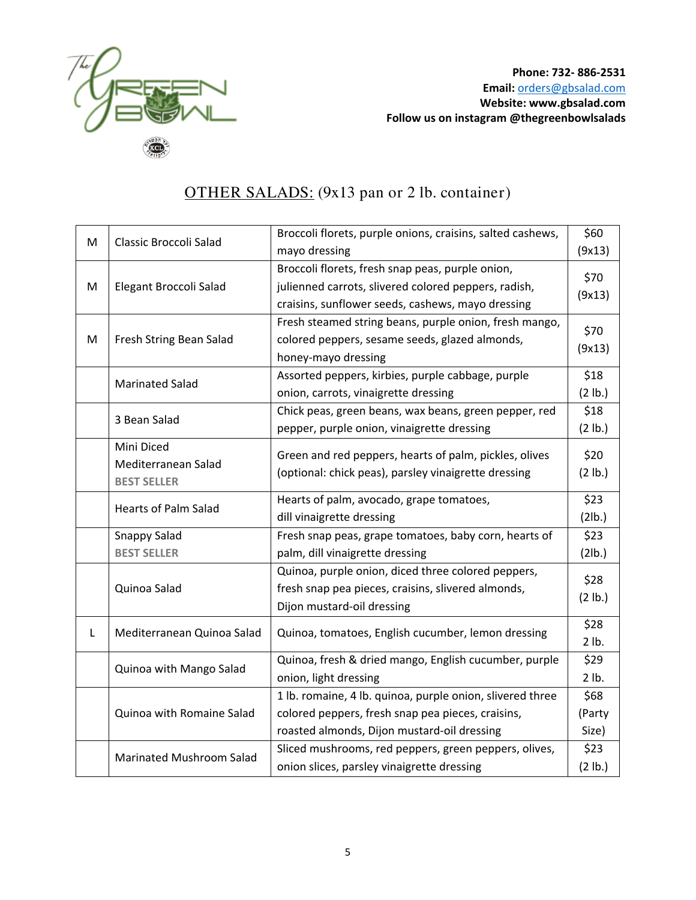**Phone: 732- 886-2531**
**Email:** orders@gbsalad.com
**Website: www.gbsalad.com**
**Follow us on instagram @thegreenbowlsalads**

## OTHER SALADS: (9x13 pan or 2 lb. container)

| | | | |
|---|---|---|---|
| M | Classic Broccoli Salad | Broccoli florets, purple onions, craisins, salted cashews, mayo dressing | $60 (9x13) |
| M | Elegant Broccoli Salad | Broccoli florets, fresh snap peas, purple onion, julienned carrots, slivered colored peppers, radish, craisins, sunflower seeds, cashews, mayo dressing | $70 (9x13) |
| M | Fresh String Bean Salad | Fresh steamed string beans, purple onion, fresh mango, colored peppers, sesame seeds, glazed almonds, honey-mayo dressing | $70 (9x13) |
| | Marinated Salad | Assorted peppers, kirbies, purple cabbage, purple onion, carrots, vinaigrette dressing | $18 (2 lb.) |
| | 3 Bean Salad | Chick peas, green beans, wax beans, green pepper, red pepper, purple onion, vinaigrette dressing | $18 (2 lb.) |
| | Mini Diced Mediterranean Salad **BEST SELLER** | Green and red peppers, hearts of palm, pickles, olives (optional: chick peas), parsley vinaigrette dressing | $20 (2 lb.) |
| | Hearts of Palm Salad | Hearts of palm, avocado, grape tomatoes, dill vinaigrette dressing | $23 (2lb.) |
| | Snappy Salad **BEST SELLER** | Fresh snap peas, grape tomatoes, baby corn, hearts of palm, dill vinaigrette dressing | $23 (2lb.) |
| | Quinoa Salad | Quinoa, purple onion, diced three colored peppers, fresh snap pea pieces, craisins, slivered almonds, Dijon mustard-oil dressing | $28 (2 lb.) |
| L | Mediterranean Quinoa Salad | Quinoa, tomatoes, English cucumber, lemon dressing | $28 2 lb. |
| | Quinoa with Mango Salad | Quinoa, fresh & dried mango, English cucumber, purple onion, light dressing | $29 2 lb. |
| | Quinoa with Romaine Salad | 1 lb. romaine, 4 lb. quinoa, purple onion, slivered three colored peppers, fresh snap pea pieces, craisins, roasted almonds, Dijon mustard-oil dressing | $68 (Party Size) |
| | Marinated Mushroom Salad | Sliced mushrooms, red peppers, green peppers, olives, onion slices, parsley vinaigrette dressing | $23 (2 lb.) |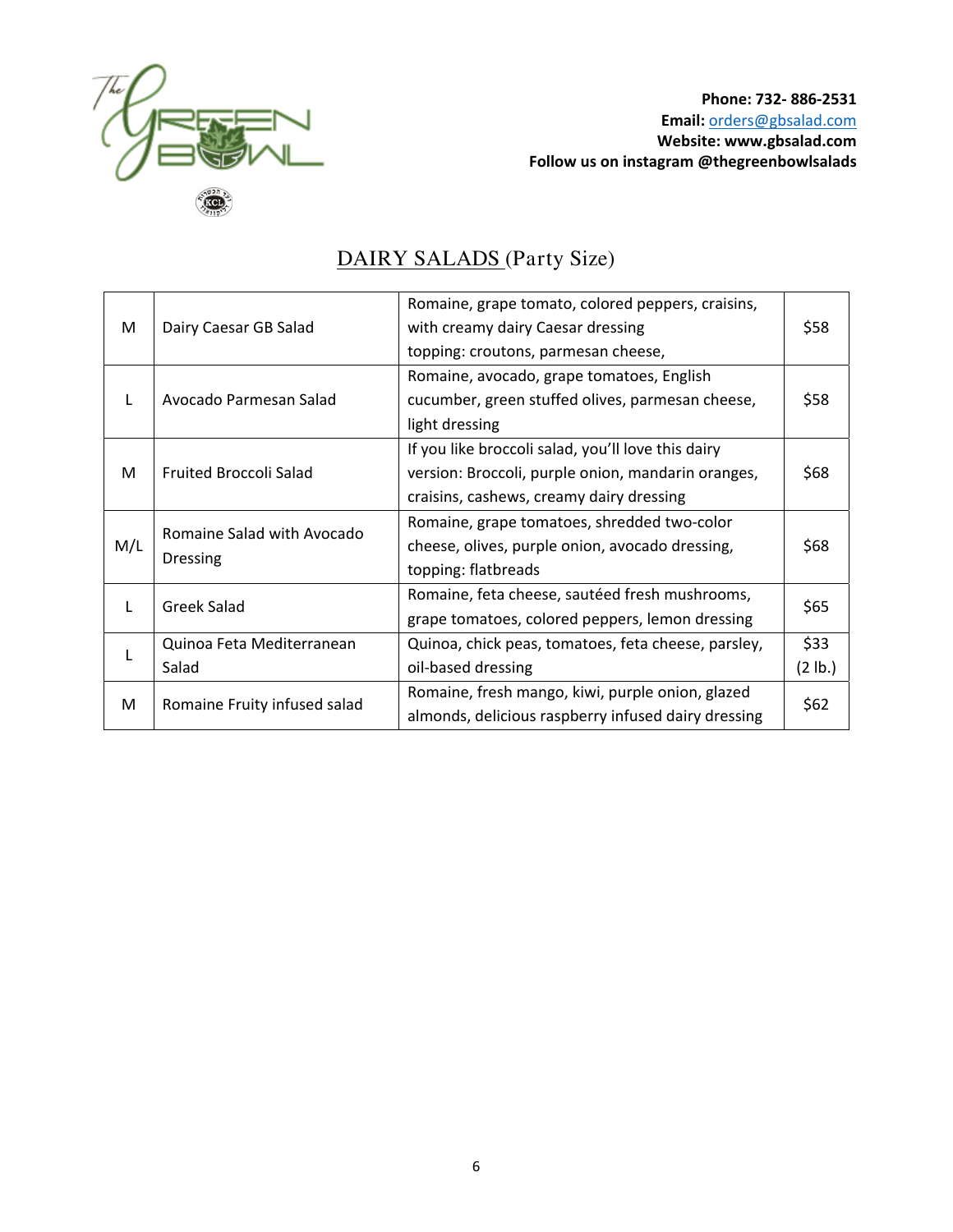**Phone: 732- 886-2531**
**Email:** orders@gbsalad.com
**Website: www.gbsalad.com**
**Follow us on instagram @thegreenbowlsalads**

## DAIRY SALADS (Party Size)

| | | | |
|---|---|---|---|
| M | Dairy Caesar GB Salad | Romaine, grape tomato, colored peppers, craisins, with creamy dairy Caesar dressing topping: croutons, parmesan cheese, | $58 |
| L | Avocado Parmesan Salad | Romaine, avocado, grape tomatoes, English cucumber, green stuffed olives, parmesan cheese, light dressing | $58 |
| M | Fruited Broccoli Salad | If you like broccoli salad, you'll love this dairy version: Broccoli, purple onion, mandarin oranges, craisins, cashews, creamy dairy dressing | $68 |
| M/L | Romaine Salad with Avocado Dressing | Romaine, grape tomatoes, shredded two-color cheese, olives, purple onion, avocado dressing, topping: flatbreads | $68 |
| L | Greek Salad | Romaine, feta cheese, sautéed fresh mushrooms, grape tomatoes, colored peppers, lemon dressing | $65 |
| L | Quinoa Feta Mediterranean Salad | Quinoa, chick peas, tomatoes, feta cheese, parsley, oil-based dressing | $33 (2 lb.) |
| M | Romaine Fruity infused salad | Romaine, fresh mango, kiwi, purple onion, glazed almonds, delicious raspberry infused dairy dressing | $62 |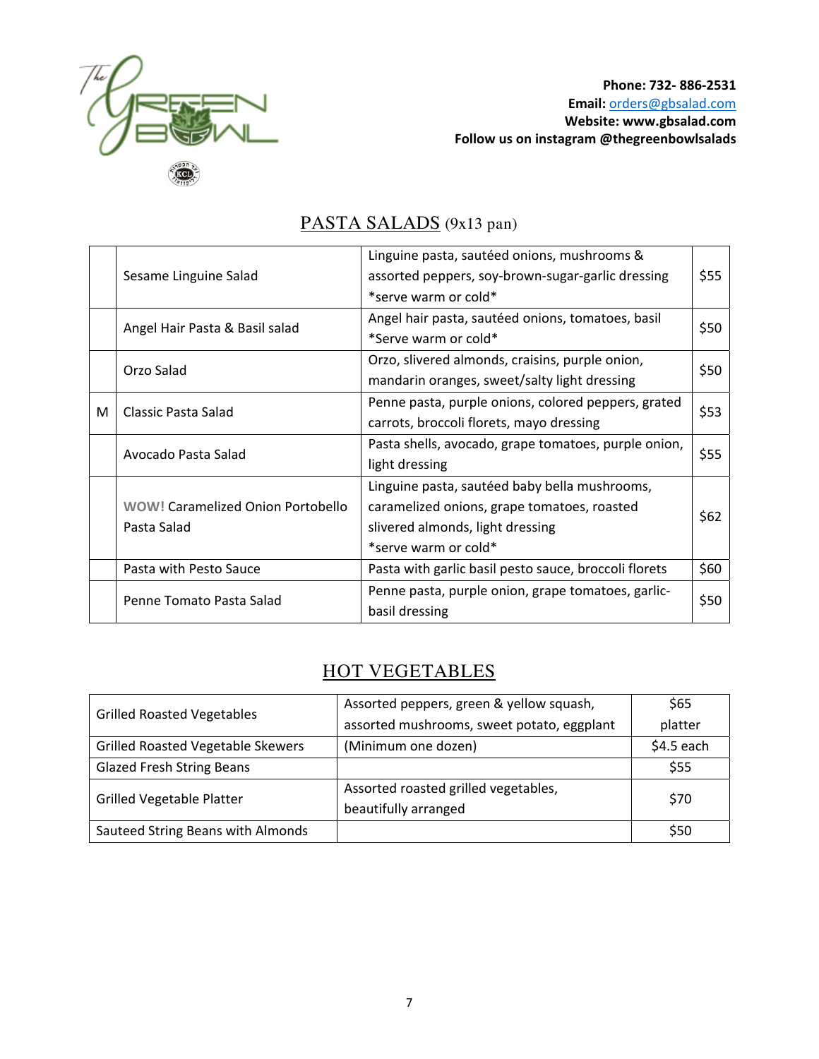**Phone: 732- 886-2531**
**Email:** orders@gbsalad.com
**Website: www.gbsalad.com**
**Follow us on instagram @thegreenbowlsalads**

## PASTA SALADS (9x13 pan)

| | | | |
|---|---|---|---|
| | Sesame Linguine Salad | Linguine pasta, sautéed onions, mushrooms & assorted peppers, soy-brown-sugar-garlic dressing *serve warm or cold* | $55 |
| | Angel Hair Pasta & Basil salad | Angel hair pasta, sautéed onions, tomatoes, basil *Serve warm or cold* | $50 |
| | Orzo Salad | Orzo, slivered almonds, craisins, purple onion, mandarin oranges, sweet/salty light dressing | $50 |
| M | Classic Pasta Salad | Penne pasta, purple onions, colored peppers, grated carrots, broccoli florets, mayo dressing | $53 |
| | Avocado Pasta Salad | Pasta shells, avocado, grape tomatoes, purple onion, light dressing | $55 |
| | **WOW!** Caramelized Onion Portobello Pasta Salad | Linguine pasta, sautéed baby bella mushrooms, caramelized onions, grape tomatoes, roasted slivered almonds, light dressing *serve warm or cold* | $62 |
| | Pasta with Pesto Sauce | Pasta with garlic basil pesto sauce, broccoli florets | $60 |
| | Penne Tomato Pasta Salad | Penne pasta, purple onion, grape tomatoes, garlic-basil dressing | $50 |

## HOT VEGETABLES

| | | |
|---|---|---|
| Grilled Roasted Vegetables | Assorted peppers, green & yellow squash, assorted mushrooms, sweet potato, eggplant | $65 platter |
| Grilled Roasted Vegetable Skewers | (Minimum one dozen) | $4.5 each |
| Glazed Fresh String Beans | | $55 |
| Grilled Vegetable Platter | Assorted roasted grilled vegetables, beautifully arranged | $70 |
| Sauteed String Beans with Almonds | | $50 |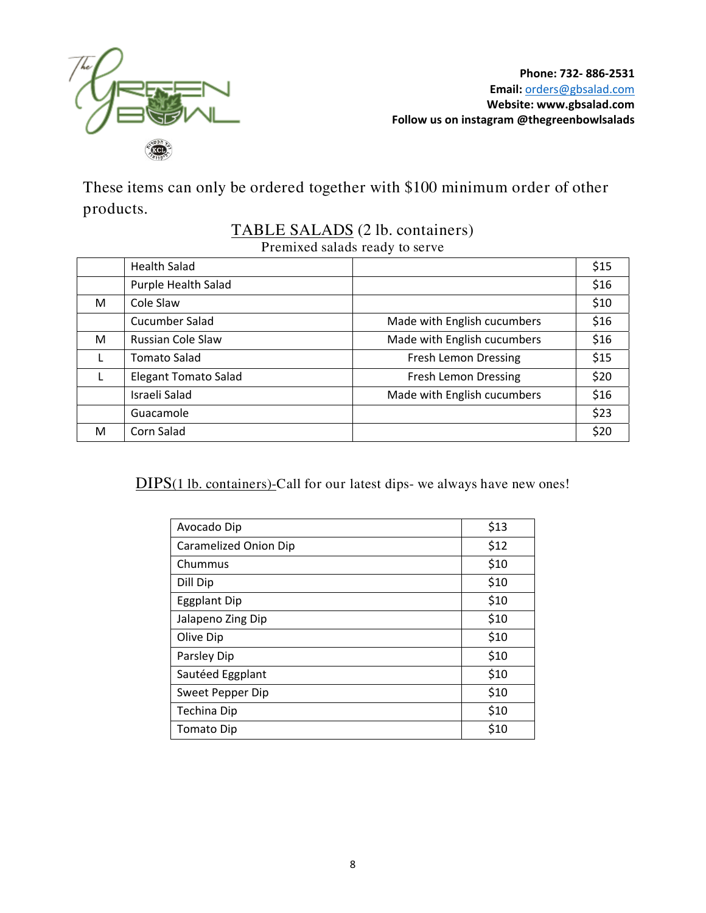Phone: 732- 886-2531
**Email:** orders@gbsalad.com
**Website:** www.gbsalad.com
**Follow us on instagram @thegreenbowlsalads**

These items can only be ordered together with $100 minimum order of other products.

## TABLE SALADS (2 lb. containers)

Premixed salads ready to serve

| | | | |
|---|---|---|---|
| | Health Salad | | $15 |
| | Purple Health Salad | | $16 |
| M | Cole Slaw | | $10 |
| | Cucumber Salad | Made with English cucumbers | $16 |
| M | Russian Cole Slaw | Made with English cucumbers | $16 |
| L | Tomato Salad | Fresh Lemon Dressing | $15 |
| L | Elegant Tomato Salad | Fresh Lemon Dressing | $20 |
| | Israeli Salad | Made with English cucumbers | $16 |
| | Guacamole | | $23 |
| M | Corn Salad | | $20 |

## DIPS(1 lb. containers)-Call for our latest dips- we always have new ones!

| | |
|---|---|
| Avocado Dip | $13 |
| Caramelized Onion Dip | $12 |
| Chummus | $10 |
| Dill Dip | $10 |
| Eggplant Dip | $10 |
| Jalapeno Zing Dip | $10 |
| Olive Dip | $10 |
| Parsley Dip | $10 |
| Sautéed Eggplant | $10 |
| Sweet Pepper Dip | $10 |
| Techina Dip | $10 |
| Tomato Dip | $10 |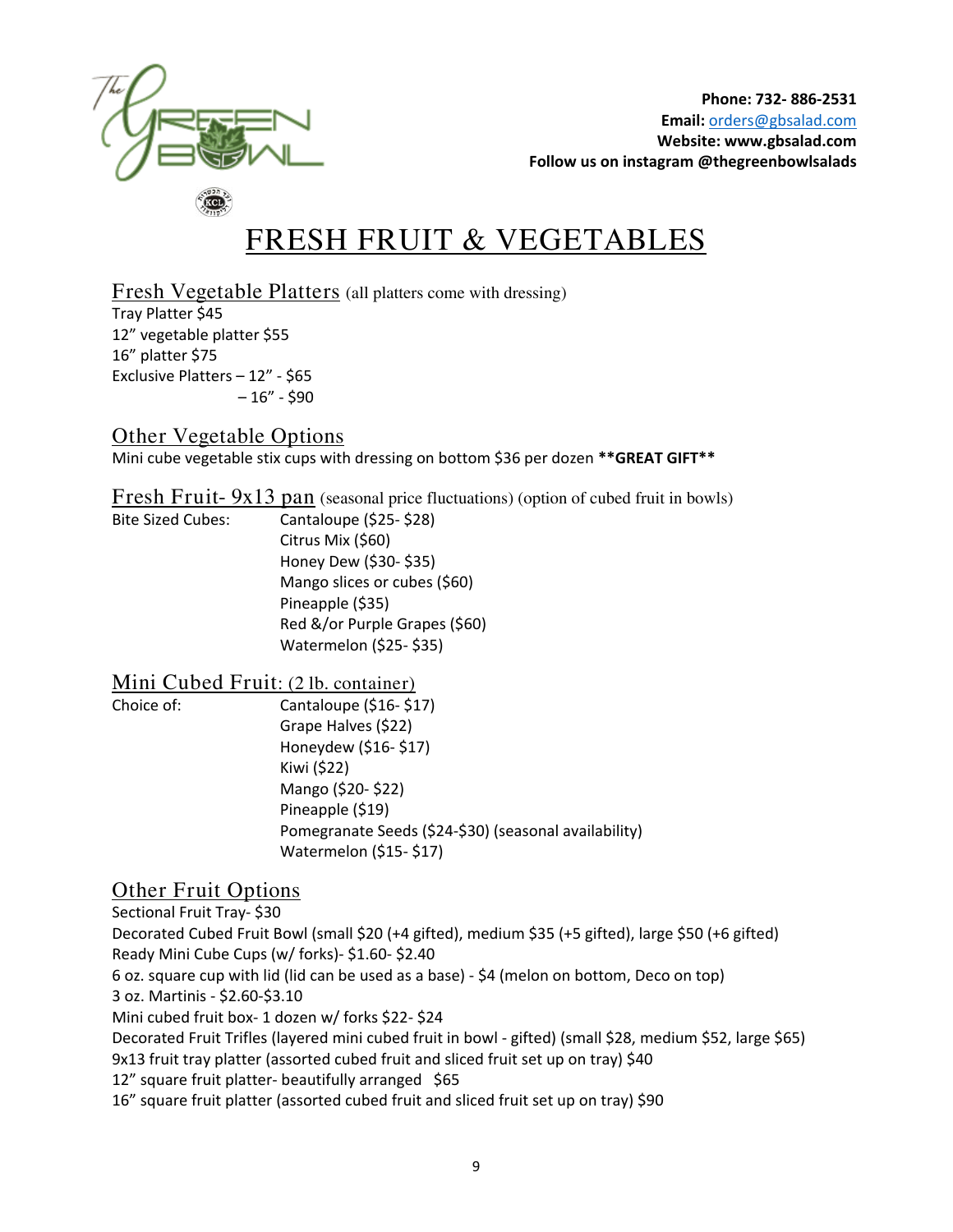**Phone: 732- 886-2531**
**Email:** orders@gbsalad.com
**Website: www.gbsalad.com**
**Follow us on instagram @thegreenbowlsalads**

# FRESH FRUIT & VEGETABLES

## Fresh Vegetable Platters (all platters come with dressing)

Tray Platter $45
12" vegetable platter $55
16" platter $75
Exclusive Platters – 12" - $65
– 16" - $90

## Other Vegetable Options

Mini cube vegetable stix cups with dressing on bottom $36 per dozen **\*\*GREAT GIFT\*\***

## Fresh Fruit- 9x13 pan (seasonal price fluctuations) (option of cubed fruit in bowls)

Bite Sized Cubes:
- Cantaloupe ($25- $28)
- Citrus Mix ($60)
- Honey Dew ($30- $35)
- Mango slices or cubes ($60)
- Pineapple ($35)
- Red &/or Purple Grapes ($60)
- Watermelon ($25- $35)

## Mini Cubed Fruit: (2 lb. container)

Choice of:
- Cantaloupe ($16- $17)
- Grape Halves ($22)
- Honeydew ($16- $17)
- Kiwi ($22)
- Mango ($20- $22)
- Pineapple ($19)
- Pomegranate Seeds ($24-$30) (seasonal availability)
- Watermelon ($15- $17)

## Other Fruit Options

Sectional Fruit Tray- $30
Decorated Cubed Fruit Bowl (small $20 (+4 gifted), medium $35 (+5 gifted), large $50 (+6 gifted)
Ready Mini Cube Cups (w/ forks)- $1.60- $2.40
6 oz. square cup with lid (lid can be used as a base) - $4 (melon on bottom, Deco on top)
3 oz. Martinis - $2.60-$3.10
Mini cubed fruit box- 1 dozen w/ forks $22- $24
Decorated Fruit Trifles (layered mini cubed fruit in bowl - gifted) (small $28, medium $52, large $65)
9x13 fruit tray platter (assorted cubed fruit and sliced fruit set up on tray) $40
12" square fruit platter- beautifully arranged $65
16" square fruit platter (assorted cubed fruit and sliced fruit set up on tray) $90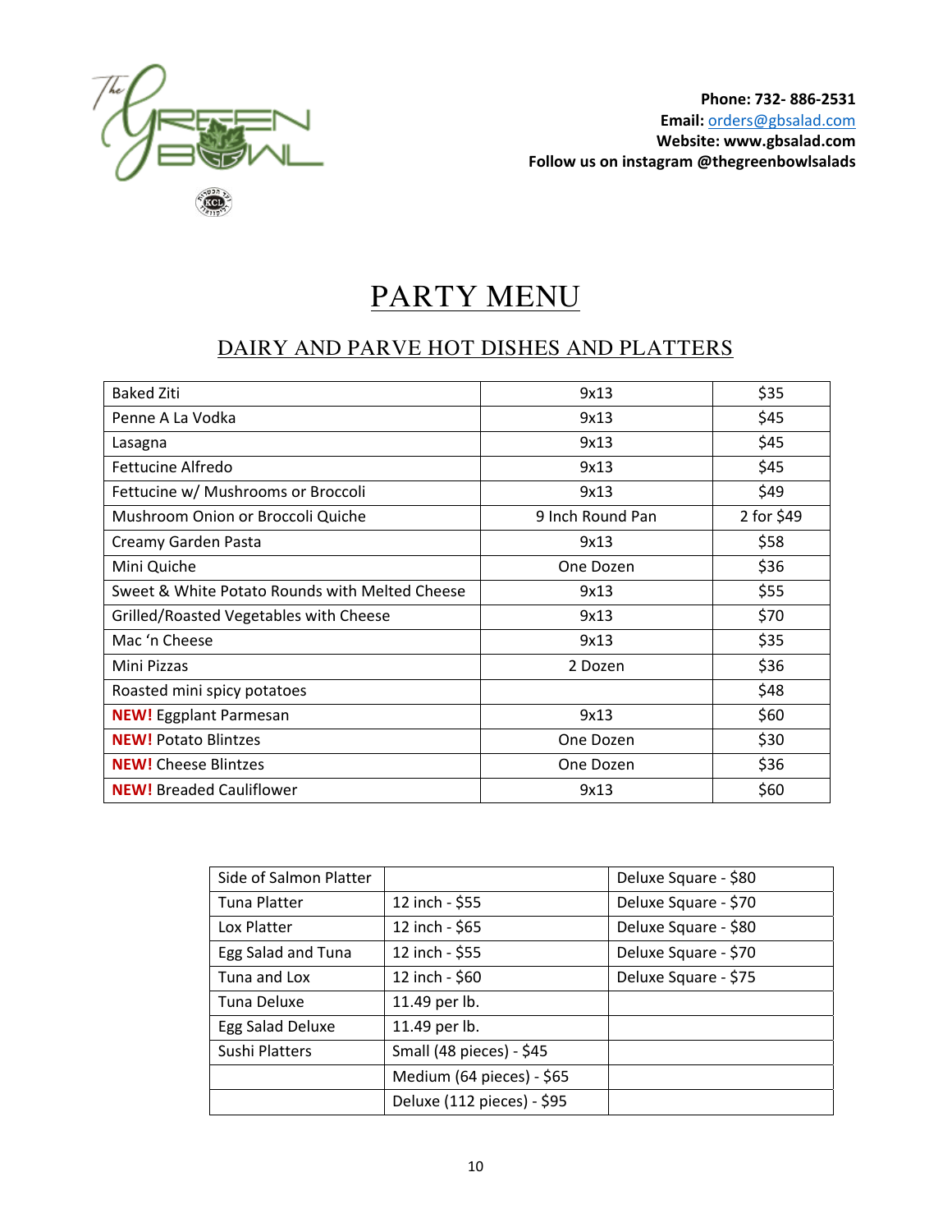Phone: 732- 886-2531
**Email:** orders@gbsalad.com
**Website: www.gbsalad.com**
**Follow us on instagram @thegreenbowlsalads**

# PARTY MENU

## DAIRY AND PARVE HOT DISHES AND PLATTERS

| Item | Size | Price |
|---|---|---|
| Baked Ziti | 9x13 | $35 |
| Penne A La Vodka | 9x13 | $45 |
| Lasagna | 9x13 | $45 |
| Fettucine Alfredo | 9x13 | $45 |
| Fettucine w/ Mushrooms or Broccoli | 9x13 | $49 |
| Mushroom Onion or Broccoli Quiche | 9 Inch Round Pan | 2 for $49 |
| Creamy Garden Pasta | 9x13 | $58 |
| Mini Quiche | One Dozen | $36 |
| Sweet & White Potato Rounds with Melted Cheese | 9x13 | $55 |
| Grilled/Roasted Vegetables with Cheese | 9x13 | $70 |
| Mac 'n Cheese | 9x13 | $35 |
| Mini Pizzas | 2 Dozen | $36 |
| Roasted mini spicy potatoes | | $48 |
| **NEW!** Eggplant Parmesan | 9x13 | $60 |
| **NEW!** Potato Blintzes | One Dozen | $30 |
| **NEW!** Cheese Blintzes | One Dozen | $36 |
| **NEW!** Breaded Cauliflower | 9x13 | $60 |

| Platter | 12 inch / Size | Deluxe Square |
|---|---|---|
| Side of Salmon Platter | | Deluxe Square - $80 |
| Tuna Platter | 12 inch - $55 | Deluxe Square - $70 |
| Lox Platter | 12 inch - $65 | Deluxe Square - $80 |
| Egg Salad and Tuna | 12 inch - $55 | Deluxe Square - $70 |
| Tuna and Lox | 12 inch - $60 | Deluxe Square - $75 |
| Tuna Deluxe | 11.49 per lb. | |
| Egg Salad Deluxe | 11.49 per lb. | |
| Sushi Platters | Small (48 pieces) - $45 | |
| | Medium (64 pieces) - $65 | |
| | Deluxe (112 pieces) - $95 | |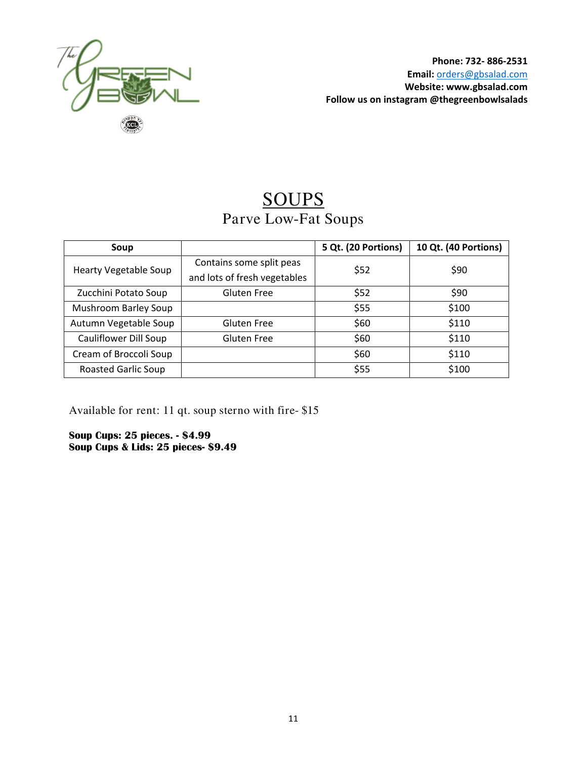Phone: 732- 886-2531
**Email:** orders@gbsalad.com
**Website: www.gbsalad.com**
**Follow us on instagram @thegreenbowlsalads**

# SOUPS

## Parve Low-Fat Soups

| Soup | | 5 Qt. (20 Portions) | 10 Qt. (40 Portions) |
|---|---|---|---|
| Hearty Vegetable Soup | Contains some split peas and lots of fresh vegetables | $52 | $90 |
| Zucchini Potato Soup | Gluten Free | $52 | $90 |
| Mushroom Barley Soup | | $55 | $100 |
| Autumn Vegetable Soup | Gluten Free | $60 | $110 |
| Cauliflower Dill Soup | Gluten Free | $60 | $110 |
| Cream of Broccoli Soup | | $60 | $110 |
| Roasted Garlic Soup | | $55 | $100 |

Available for rent: 11 qt. soup sterno with fire- $15

**Soup Cups: 25 pieces. - $4.99**
**Soup Cups & Lids: 25 pieces- $9.49**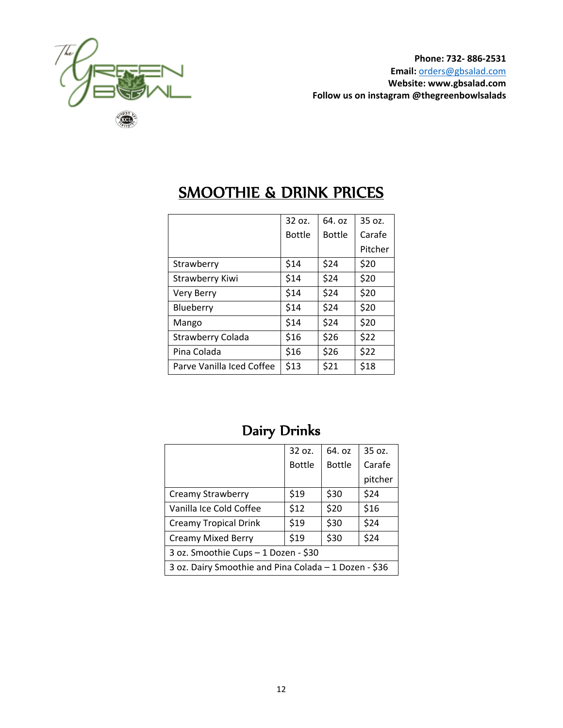**Phone: 732- 886-2531**
**Email:** orders@gbsalad.com
**Website: www.gbsalad.com**
**Follow us on instagram @thegreenbowlsalads**

## SMOOTHIE & DRINK PRICES

| | 32 oz. Bottle | 64. oz Bottle | 35 oz. Carafe Pitcher |
|---|---|---|---|
| Strawberry | $14 | $24 | $20 |
| Strawberry Kiwi | $14 | $24 | $20 |
| Very Berry | $14 | $24 | $20 |
| Blueberry | $14 | $24 | $20 |
| Mango | $14 | $24 | $20 |
| Strawberry Colada | $16 | $26 | $22 |
| Pina Colada | $16 | $26 | $22 |
| Parve Vanilla Iced Coffee | $13 | $21 | $18 |

## Dairy Drinks

| | 32 oz. Bottle | 64. oz Bottle | 35 oz. Carafe pitcher |
|---|---|---|---|
| Creamy Strawberry | $19 | $30 | $24 |
| Vanilla Ice Cold Coffee | $12 | $20 | $16 |
| Creamy Tropical Drink | $19 | $30 | $24 |
| Creamy Mixed Berry | $19 | $30 | $24 |
| 3 oz. Smoothie Cups – 1 Dozen - $30 | | | |
| 3 oz. Dairy Smoothie and Pina Colada – 1 Dozen - $36 | | | |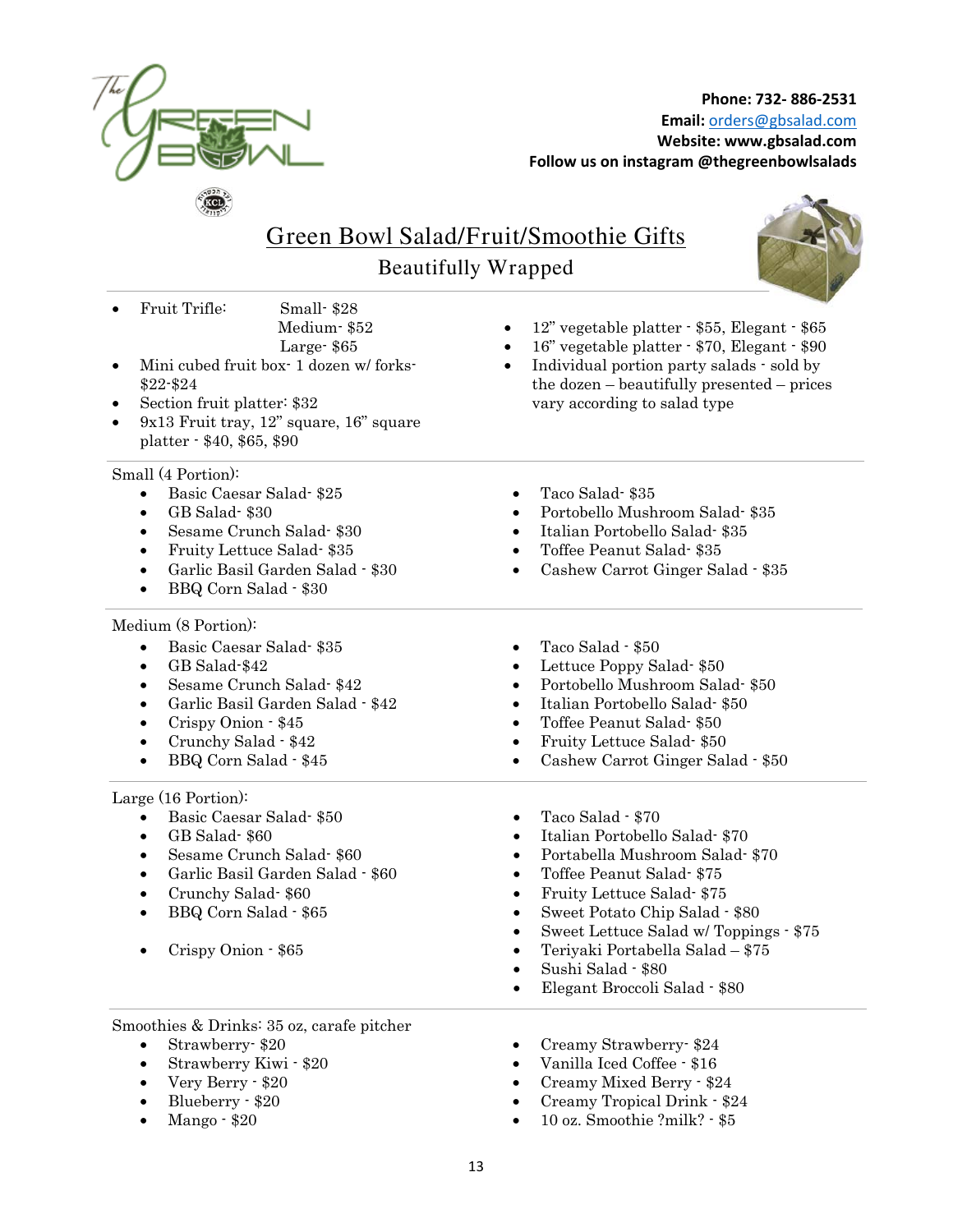**Phone: 732- 886-2531**
**Email:** orders@gbsalad.com
**Website: www.gbsalad.com**
**Follow us on instagram @thegreenbowlsalads**

# Green Bowl Salad/Fruit/Smoothie Gifts

## Beautifully Wrapped

- Fruit Trifle: Small- $28, Medium- $52, Large- $65
- Mini cubed fruit box- 1 dozen w/ forks- $22-$24
- Section fruit platter: $32
- 9x13 Fruit tray, 12" square, 16" square platter - $40, $65, $90
- 12" vegetable platter - $55, Elegant - $65
- 16" vegetable platter - $70, Elegant - $90
- Individual portion party salads - sold by the dozen – beautifully presented – prices vary according to salad type

Small (4 Portion):

- Basic Caesar Salad- $25
- GB Salad- $30
- Sesame Crunch Salad- $30
- Fruity Lettuce Salad- $35
- Garlic Basil Garden Salad - $30
- BBQ Corn Salad - $30
- Taco Salad- $35
- Portobello Mushroom Salad- $35
- Italian Portobello Salad- $35
- Toffee Peanut Salad- $35
- Cashew Carrot Ginger Salad - $35

Medium (8 Portion):

- Basic Caesar Salad- $35
- GB Salad-$42
- Sesame Crunch Salad- $42
- Garlic Basil Garden Salad - $42
- Crispy Onion - $45
- Crunchy Salad - $42
- BBQ Corn Salad - $45
- Taco Salad - $50
- Lettuce Poppy Salad- $50
- Portobello Mushroom Salad- $50
- Italian Portobello Salad- $50
- Toffee Peanut Salad- $50
- Fruity Lettuce Salad- $50
- Cashew Carrot Ginger Salad - $50

Large (16 Portion):

- Basic Caesar Salad- $50
- GB Salad- $60
- Sesame Crunch Salad- $60
- Garlic Basil Garden Salad - $60
- Crunchy Salad- $60
- BBQ Corn Salad - $65
- Crispy Onion - $65
- Taco Salad - $70
- Italian Portobello Salad- $70
- Portabella Mushroom Salad- $70
- Toffee Peanut Salad- $75
- Fruity Lettuce Salad- $75
- Sweet Potato Chip Salad - $80
- Sweet Lettuce Salad w/ Toppings - $75
- Teriyaki Portabella Salad – $75
- Sushi Salad - $80
- Elegant Broccoli Salad - $80

Smoothies & Drinks: 35 oz, carafe pitcher

- Strawberry- $20
- Strawberry Kiwi - $20
- Very Berry - $20
- Blueberry - $20
- Mango - $20
- Creamy Strawberry- $24
- Vanilla Iced Coffee - $16
- Creamy Mixed Berry - $24
- Creamy Tropical Drink - $24
- 10 oz. Smoothie ?milk? - $5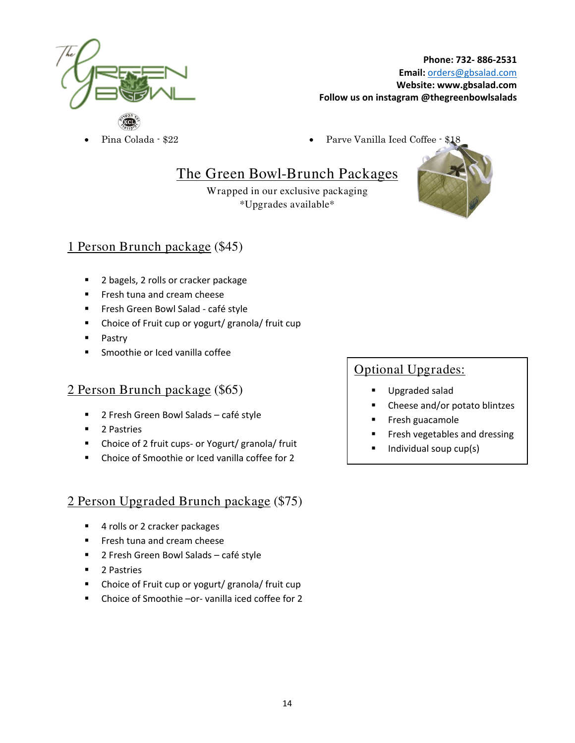**Phone: 732- 886-2531**
**Email:** orders@gbsalad.com
**Website: www.gbsalad.com**
**Follow us on instagram @thegreenbowlsalads**

- Pina Colada - $22
- Parve Vanilla Iced Coffee - $18

# The Green Bowl-Brunch Packages

Wrapped in our exclusive packaging
*Upgrades available*

## 1 Person Brunch package ($45)

- 2 bagels, 2 rolls or cracker package
- Fresh tuna and cream cheese
- Fresh Green Bowl Salad - café style
- Choice of Fruit cup or yogurt/ granola/ fruit cup
- Pastry
- Smoothie or Iced vanilla coffee

## 2 Person Brunch package ($65)

- 2 Fresh Green Bowl Salads – café style
- 2 Pastries
- Choice of 2 fruit cups- or Yogurt/ granola/ fruit
- Choice of Smoothie or Iced vanilla coffee for 2

## 2 Person Upgraded Brunch package ($75)

- 4 rolls or 2 cracker packages
- Fresh tuna and cream cheese
- 2 Fresh Green Bowl Salads – café style
- 2 Pastries
- Choice of Fruit cup or yogurt/ granola/ fruit cup
- Choice of Smoothie –or- vanilla iced coffee for 2

## Optional Upgrades:

- Upgraded salad
- Cheese and/or potato blintzes
- Fresh guacamole
- Fresh vegetables and dressing
- Individual soup cup(s)